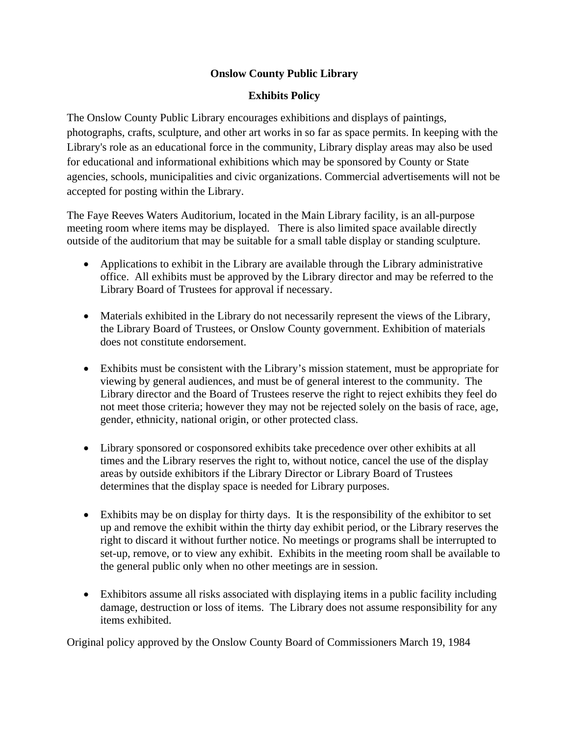# Onslow County Public Library

## Exhibits Policy

The Onslow County Public Library encourages exhibitions and displays of paintings, photographs, crafts, sculpture, and other art works in so far as space permits. In keeping with the Library's role as an educational force in the community, Library display areas may also be used for educational and informational exhibitions which may be sponsored by County or State agencies, schools, municipalities and civic organizations. Commercial advertisements will not be accepted for posting within the Library.

The Faye Reeves Waters Auditorium, located in the Main Library facility, is an all-purpose meeting room where items may be displayed. There is also limited space available directly outside of the auditorium that may be suitable for a small table display or standing sculpture.

- Applications to exhibit in the Library are available through the Library administrative office. All exhibits must be approved by the Library director and may be referred to the Library Board of Trustees for approval if necessary.

- Materials exhibited in the Library do not necessarily represent the views of the Library, the Library Board of Trustees, or Onslow County government. Exhibition of materials does not constitute endorsement.

- Exhibits must be consistent with the Library's mission statement, must be appropriate for viewing by general audiences, and must be of general interest to the community. The Library director and the Board of Trustees reserve the right to reject exhibits they feel do not meet those criteria; however they may not be rejected solely on the basis of race, age, gender, ethnicity, national origin, or other protected class.

- Library sponsored or cosponsored exhibits take precedence over other exhibits at all times and the Library reserves the right to, without notice, cancel the use of the display areas by outside exhibitors if the Library Director or Library Board of Trustees determines that the display space is needed for Library purposes.

- Exhibits may be on display for thirty days. It is the responsibility of the exhibitor to set up and remove the exhibit within the thirty day exhibit period, or the Library reserves the right to discard it without further notice. No meetings or programs shall be interrupted to set-up, remove, or to view any exhibit. Exhibits in the meeting room shall be available to the general public only when no other meetings are in session.

- Exhibitors assume all risks associated with displaying items in a public facility including damage, destruction or loss of items. The Library does not assume responsibility for any items exhibited.

Original policy approved by the Onslow County Board of Commissioners March 19, 1984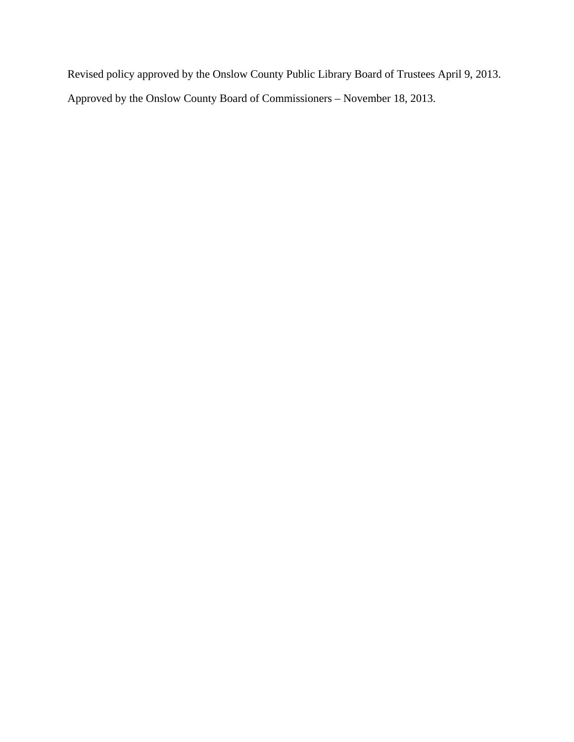Revised policy approved by the Onslow County Public Library Board of Trustees April 9, 2013.

Approved by the Onslow County Board of Commissioners – November 18, 2013.